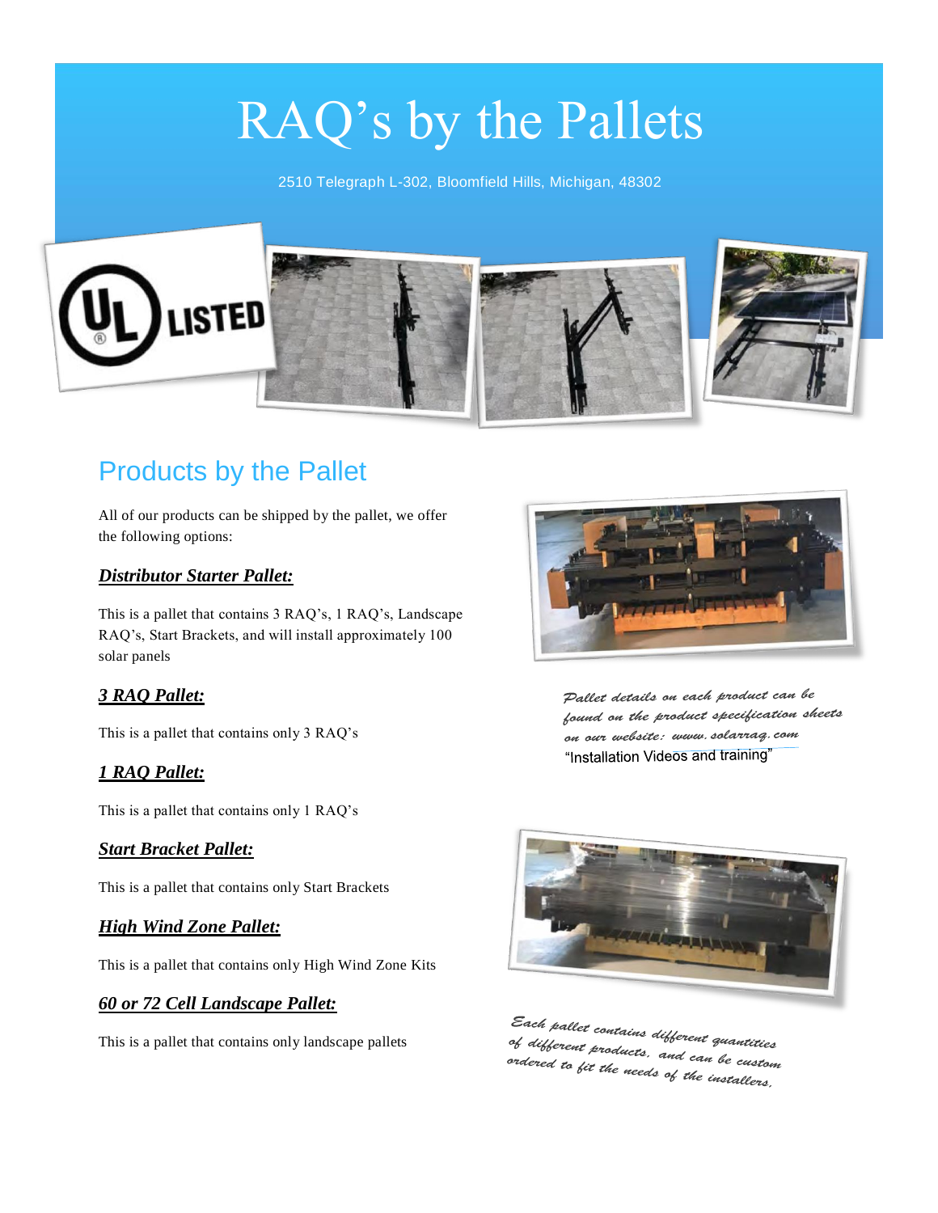# RAQ's by the Pallets

2510 Telegraph L-302, Bloomfield Hills, Michigan, 48302

## Products by the Pallet

All of our products can be shipped by the pallet, we offer the following options:

### ***Distributor Starter Pallet:***

This is a pallet that contains 3 RAQ's, 1 RAQ's, Landscape RAQ's, Start Brackets, and will install approximately 100 solar panels

### ***3 RAQ Pallet:***

This is a pallet that contains only 3 RAQ's

### ***1 RAQ Pallet:***

This is a pallet that contains only 1 RAQ's

### ***Start Bracket Pallet:***

This is a pallet that contains only Start Brackets

### ***High Wind Zone Pallet:***

This is a pallet that contains only High Wind Zone Kits

### ***60 or 72 Cell Landscape Pallet:***

This is a pallet that contains only landscape pallets

*Pallet details on each product can be found on the product specification sheets on our website: www.solarraq.com*
"Installation Videos and training"

*Each pallet contains different quantities of different products, and can be custom ordered to fit the needs of the installers.*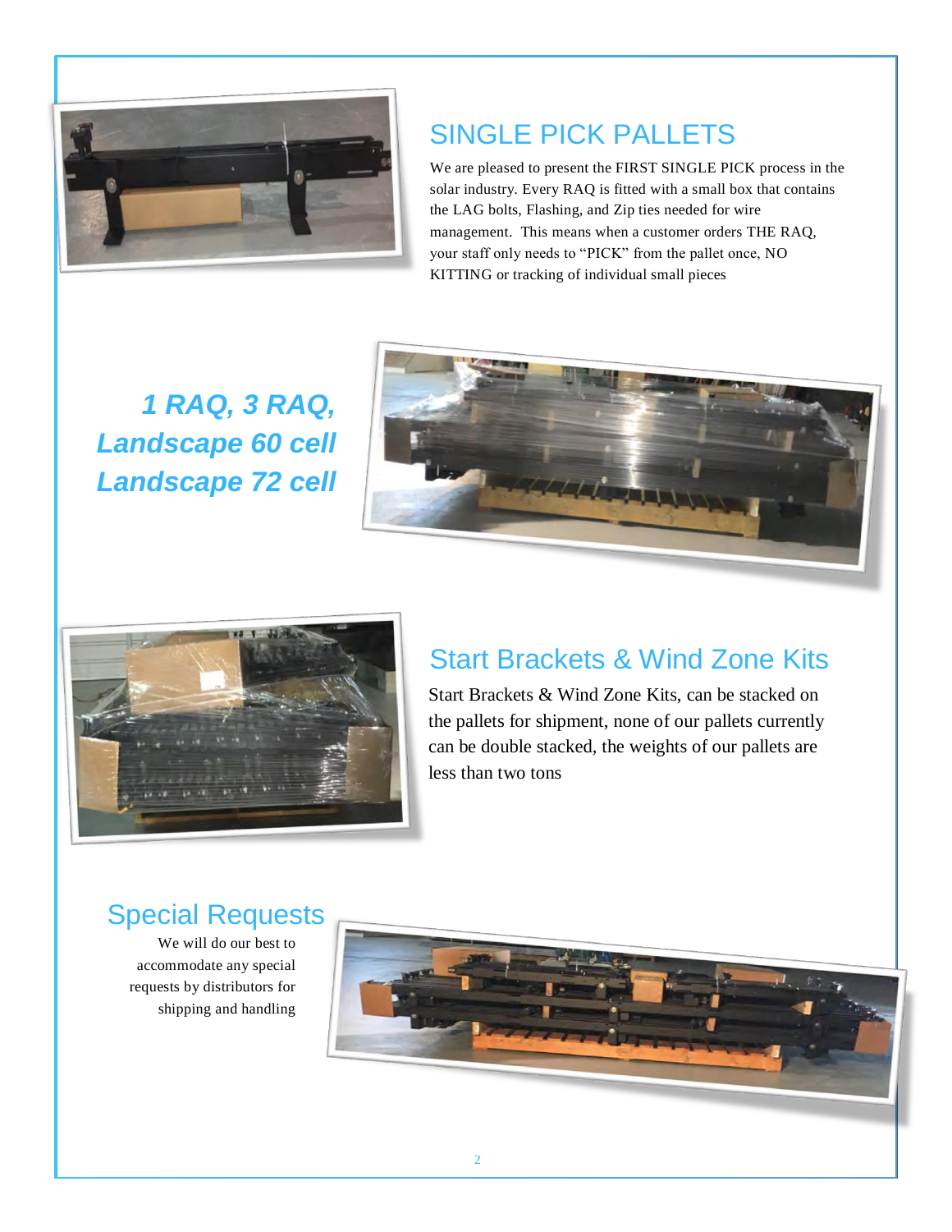## SINGLE PICK PALLETS

We are pleased to present the FIRST SINGLE PICK process in the solar industry. Every RAQ is fitted with a small box that contains the LAG bolts, Flashing, and Zip ties needed for wire management. This means when a customer orders THE RAQ, your staff only needs to "PICK" from the pallet once, NO KITTING or tracking of individual small pieces

***1 RAQ, 3 RAQ, Landscape 60 cell Landscape 72 cell***

## Start Brackets & Wind Zone Kits

Start Brackets & Wind Zone Kits, can be stacked on the pallets for shipment, none of our pallets currently can be double stacked, the weights of our pallets are less than two tons

## Special Requests

We will do our best to accommodate any special requests by distributors for shipping and handling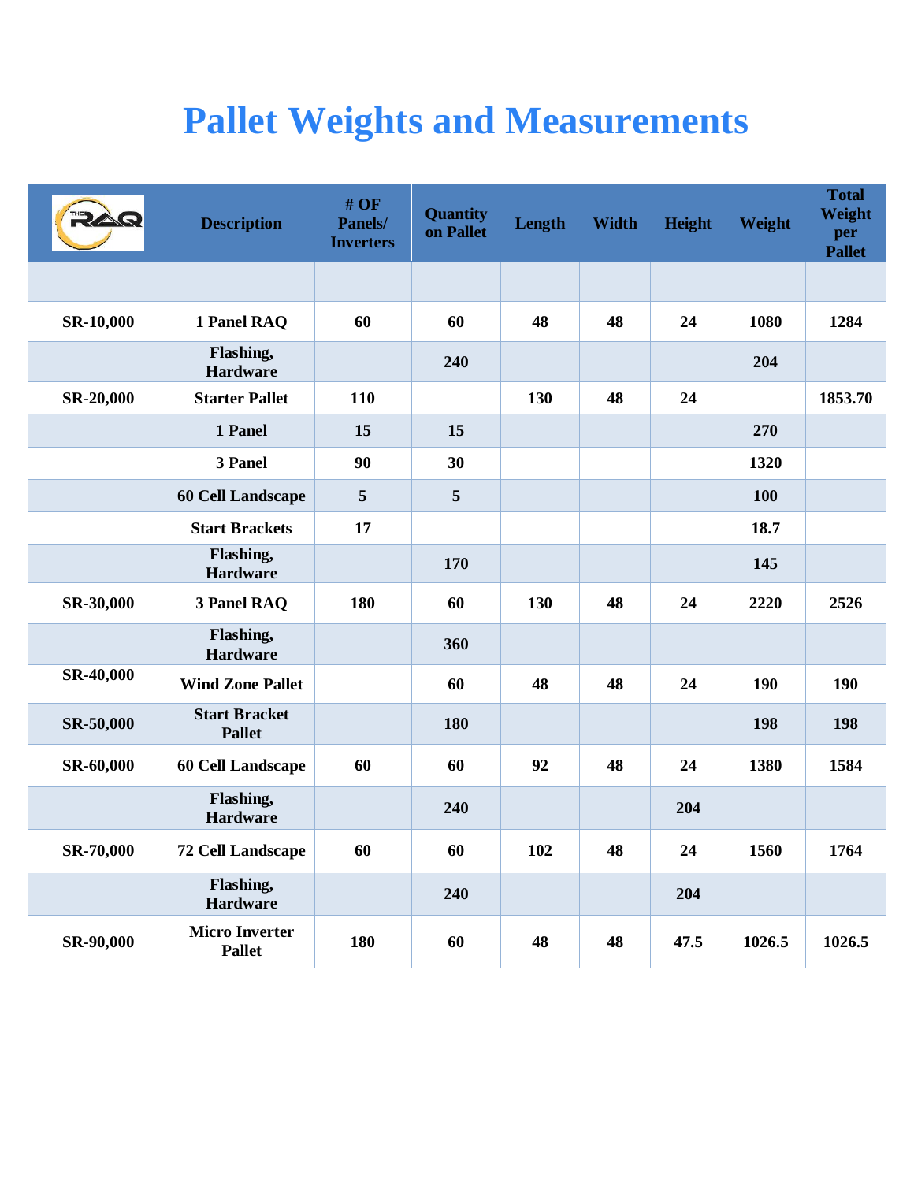# Pallet Weights and Measurements

| | Description | # OF Panels/ Inverters | Quantity on Pallet | Length | Width | Height | Weight | Total Weight per Pallet |
|---|---|---|---|---|---|---|---|---|
| | | | | | | | | |
| SR-10,000 | 1 Panel RAQ | 60 | 60 | 48 | 48 | 24 | 1080 | 1284 |
| | Flashing, Hardware | | 240 | | | | 204 | |
| SR-20,000 | Starter Pallet | 110 | | 130 | 48 | 24 | | 1853.70 |
| | 1 Panel | 15 | 15 | | | | 270 | |
| | 3 Panel | 90 | 30 | | | | 1320 | |
| | 60 Cell Landscape | 5 | 5 | | | | 100 | |
| | Start Brackets | 17 | | | | | 18.7 | |
| | Flashing, Hardware | | 170 | | | | 145 | |
| SR-30,000 | 3 Panel RAQ | 180 | 60 | 130 | 48 | 24 | 2220 | 2526 |
| | Flashing, Hardware | | 360 | | | | | |
| SR-40,000 | Wind Zone Pallet | | 60 | 48 | 48 | 24 | 190 | 190 |
| SR-50,000 | Start Bracket Pallet | | 180 | | | | 198 | 198 |
| SR-60,000 | 60 Cell Landscape | 60 | 60 | 92 | 48 | 24 | 1380 | 1584 |
| | Flashing, Hardware | | 240 | | | 204 | | |
| SR-70,000 | 72 Cell Landscape | 60 | 60 | 102 | 48 | 24 | 1560 | 1764 |
| | Flashing, Hardware | | 240 | | | 204 | | |
| SR-90,000 | Micro Inverter Pallet | 180 | 60 | 48 | 48 | 47.5 | 1026.5 | 1026.5 |